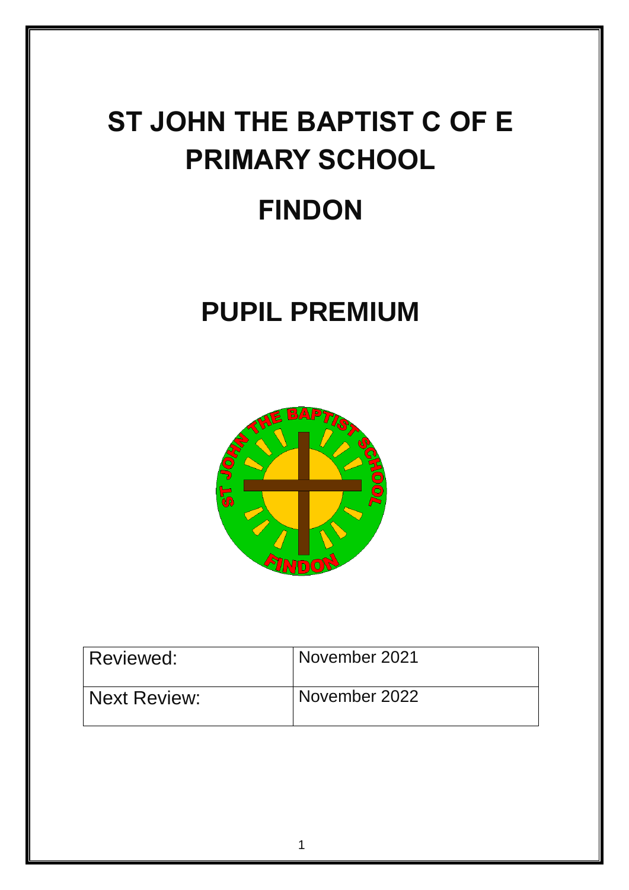# ST JOHN THE BAPTIST C OF E PRIMARY SCHOOL

# FINDON

# PUPIL PREMIUM

| Reviewed: | November 2021 |
|---|---|
| Next Review: | November 2022 |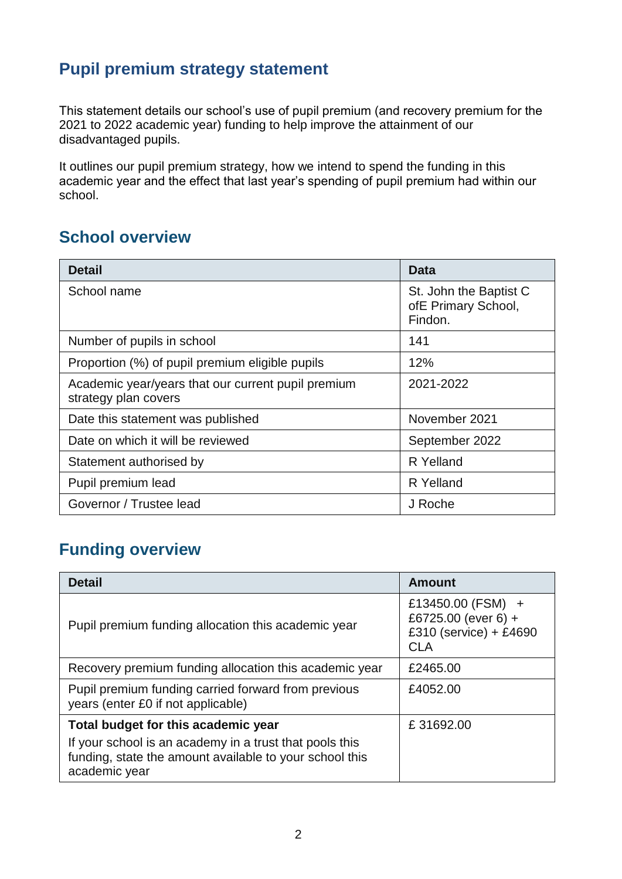# Pupil premium strategy statement

This statement details our school's use of pupil premium (and recovery premium for the 2021 to 2022 academic year) funding to help improve the attainment of our disadvantaged pupils.

It outlines our pupil premium strategy, how we intend to spend the funding in this academic year and the effect that last year's spending of pupil premium had within our school.

## School overview

| Detail | Data |
|---|---|
| School name | St. John the Baptist C ofE Primary School, Findon. |
| Number of pupils in school | 141 |
| Proportion (%) of pupil premium eligible pupils | 12% |
| Academic year/years that our current pupil premium strategy plan covers | 2021-2022 |
| Date this statement was published | November 2021 |
| Date on which it will be reviewed | September 2022 |
| Statement authorised by | R Yelland |
| Pupil premium lead | R Yelland |
| Governor / Trustee lead | J Roche |

## Funding overview

| Detail | Amount |
|---|---|
| Pupil premium funding allocation this academic year | £13450.00 (FSM) + £6725.00 (ever 6) + £310 (service) + £4690 CLA |
| Recovery premium funding allocation this academic year | £2465.00 |
| Pupil premium funding carried forward from previous years (enter £0 if not applicable) | £4052.00 |
| **Total budget for this academic year**<br>If your school is an academy in a trust that pools this funding, state the amount available to your school this academic year | £ 31692.00 |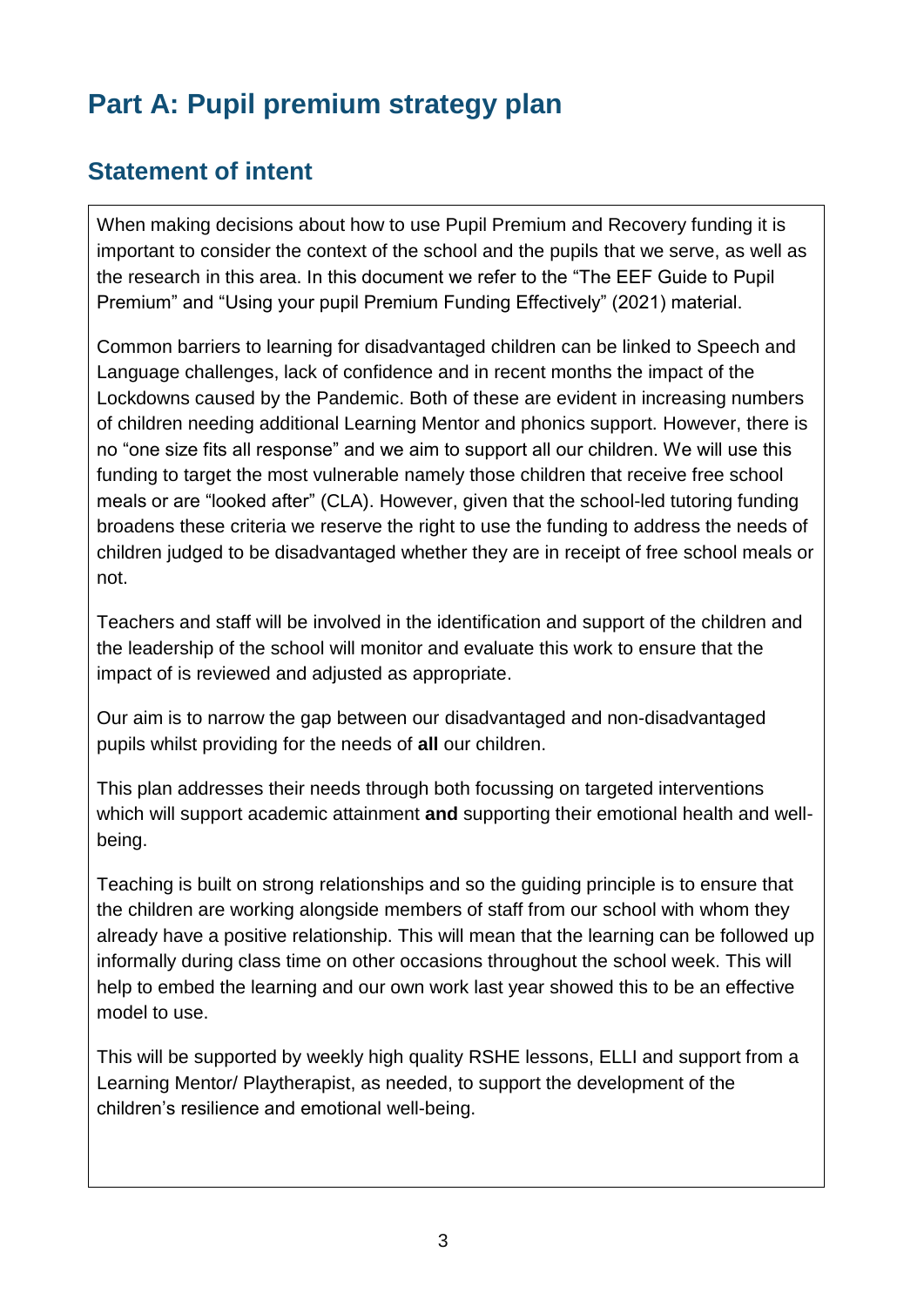# Part A: Pupil premium strategy plan

## Statement of intent

When making decisions about how to use Pupil Premium and Recovery funding it is important to consider the context of the school and the pupils that we serve, as well as the research in this area. In this document we refer to the "The EEF Guide to Pupil Premium" and "Using your pupil Premium Funding Effectively" (2021) material.

Common barriers to learning for disadvantaged children can be linked to Speech and Language challenges, lack of confidence and in recent months the impact of the Lockdowns caused by the Pandemic. Both of these are evident in increasing numbers of children needing additional Learning Mentor and phonics support. However, there is no "one size fits all response" and we aim to support all our children. We will use this funding to target the most vulnerable namely those children that receive free school meals or are "looked after" (CLA). However, given that the school-led tutoring funding broadens these criteria we reserve the right to use the funding to address the needs of children judged to be disadvantaged whether they are in receipt of free school meals or not.

Teachers and staff will be involved in the identification and support of the children and the leadership of the school will monitor and evaluate this work to ensure that the impact of is reviewed and adjusted as appropriate.

Our aim is to narrow the gap between our disadvantaged and non-disadvantaged pupils whilst providing for the needs of **all** our children.

This plan addresses their needs through both focussing on targeted interventions which will support academic attainment **and** supporting their emotional health and well-being.

Teaching is built on strong relationships and so the guiding principle is to ensure that the children are working alongside members of staff from our school with whom they already have a positive relationship. This will mean that the learning can be followed up informally during class time on other occasions throughout the school week. This will help to embed the learning and our own work last year showed this to be an effective model to use.

This will be supported by weekly high quality RSHE lessons, ELLI and support from a Learning Mentor/ Playtherapist, as needed, to support the development of the children's resilience and emotional well-being.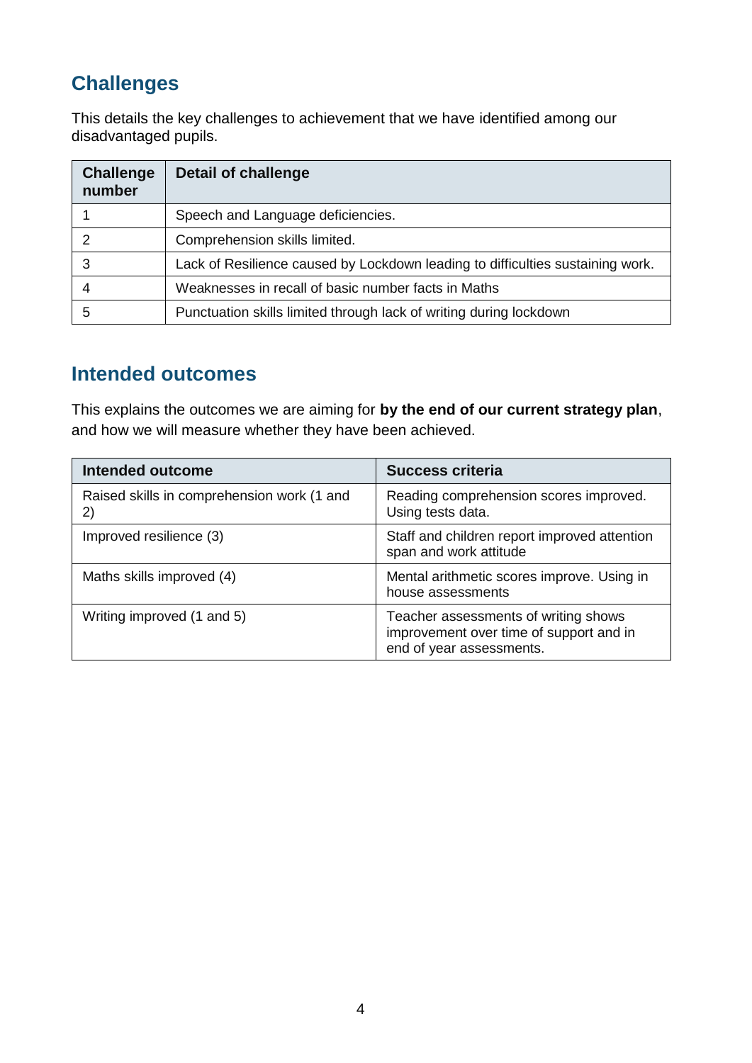## Challenges

This details the key challenges to achievement that we have identified among our disadvantaged pupils.

| Challenge number | Detail of challenge |
|---|---|
| 1 | Speech and Language deficiencies. |
| 2 | Comprehension skills limited. |
| 3 | Lack of Resilience caused by Lockdown leading to difficulties sustaining work. |
| 4 | Weaknesses in recall of basic number facts in Maths |
| 5 | Punctuation skills limited through lack of writing during lockdown |

## Intended outcomes

This explains the outcomes we are aiming for **by the end of our current strategy plan**, and how we will measure whether they have been achieved.

| Intended outcome | Success criteria |
|---|---|
| Raised skills in comprehension work (1 and 2) | Reading comprehension scores improved. Using tests data. |
| Improved resilience (3) | Staff and children report improved attention span and work attitude |
| Maths skills improved (4) | Mental arithmetic scores improve. Using in house assessments |
| Writing improved (1 and 5) | Teacher assessments of writing shows improvement over time of support and in end of year assessments. |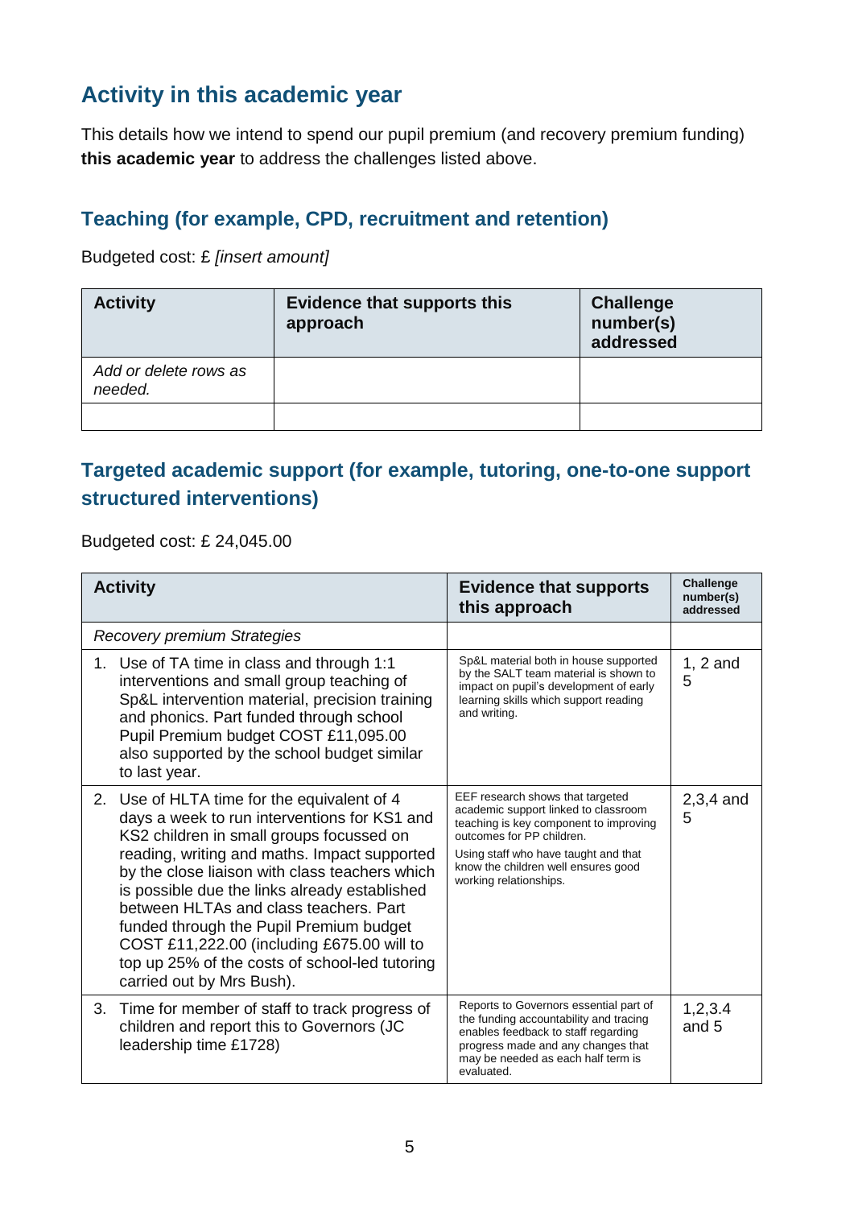## Activity in this academic year

This details how we intend to spend our pupil premium (and recovery premium funding) **this academic year** to address the challenges listed above.

### Teaching (for example, CPD, recruitment and retention)

Budgeted cost: £ *[insert amount]*

| Activity | Evidence that supports this approach | Challenge number(s) addressed |
|---|---|---|
| *Add or delete rows as needed.* | | |
| | | |

### Targeted academic support (for example, tutoring, one-to-one support structured interventions)

Budgeted cost: £ 24,045.00

| Activity | Evidence that supports this approach | Challenge number(s) addressed |
|---|---|---|
| *Recovery premium Strategies* | | |
| 1. Use of TA time in class and through 1:1 interventions and small group teaching of Sp&L intervention material, precision training and phonics. Part funded through school Pupil Premium budget COST £11,095.00 also supported by the school budget similar to last year. | Sp&L material both in house supported by the SALT team material is shown to impact on pupil's development of early learning skills which support reading and writing. | 1, 2 and 5 |
| 2. Use of HLTA time for the equivalent of 4 days a week to run interventions for KS1 and KS2 children in small groups focussed on reading, writing and maths. Impact supported by the close liaison with class teachers which is possible due the links already established between HLTAs and class teachers. Part funded through the Pupil Premium budget COST £11,222.00 (including £675.00 will to top up 25% of the costs of school-led tutoring carried out by Mrs Bush). | EEF research shows that targeted academic support linked to classroom teaching is key component to improving outcomes for PP children.<br>Using staff who have taught and that know the children well ensures good working relationships. | 2,3,4 and 5 |
| 3. Time for member of staff to track progress of children and report this to Governors (JC leadership time £1728) | Reports to Governors essential part of the funding accountability and tracing enables feedback to staff regarding progress made and any changes that may be needed as each half term is evaluated. | 1,2,3.4 and 5 |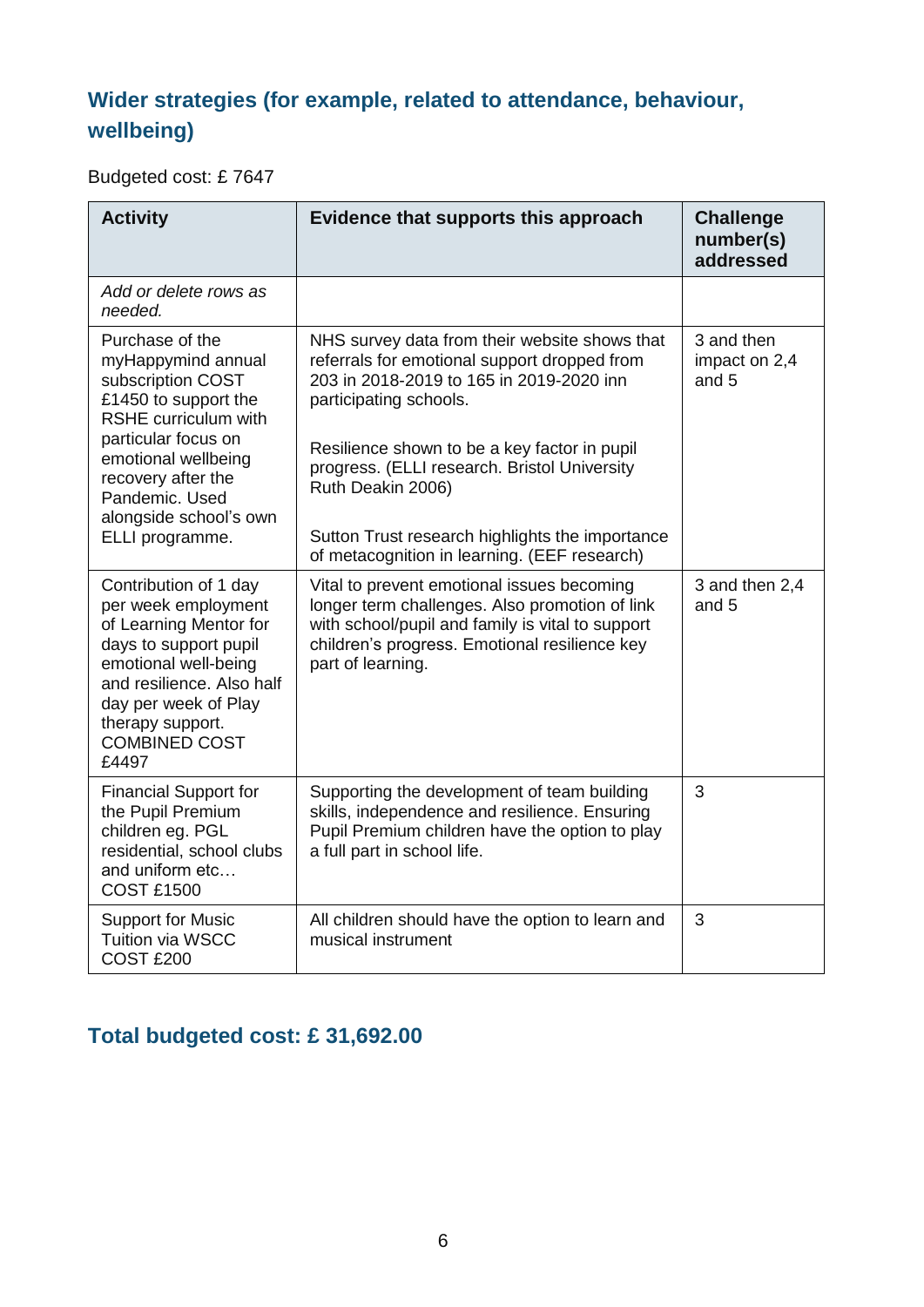## Wider strategies (for example, related to attendance, behaviour, wellbeing)

Budgeted cost: £ 7647

| Activity | Evidence that supports this approach | Challenge number(s) addressed |
|---|---|---|
| *Add or delete rows as needed.* | | |
| Purchase of the myHappymind annual subscription COST £1450 to support the RSHE curriculum with particular focus on emotional wellbeing recovery after the Pandemic. Used alongside school's own ELLI programme. | NHS survey data from their website shows that referrals for emotional support dropped from 203 in 2018-2019 to 165 in 2019-2020 inn participating schools.<br><br>Resilience shown to be a key factor in pupil progress. (ELLI research. Bristol University Ruth Deakin 2006)<br><br>Sutton Trust research highlights the importance of metacognition in learning. (EEF research) | 3 and then impact on 2,4 and 5 |
| Contribution of 1 day per week employment of Learning Mentor for days to support pupil emotional well-being and resilience. Also half day per week of Play therapy support. COMBINED COST £4497 | Vital to prevent emotional issues becoming longer term challenges. Also promotion of link with school/pupil and family is vital to support children's progress. Emotional resilience key part of learning. | 3 and then 2,4 and 5 |
| Financial Support for the Pupil Premium children eg. PGL residential, school clubs and uniform etc… COST £1500 | Supporting the development of team building skills, independence and resilience. Ensuring Pupil Premium children have the option to play a full part in school life. | 3 |
| Support for Music Tuition via WSCC COST £200 | All children should have the option to learn and musical instrument | 3 |

## Total budgeted cost: £ 31,692.00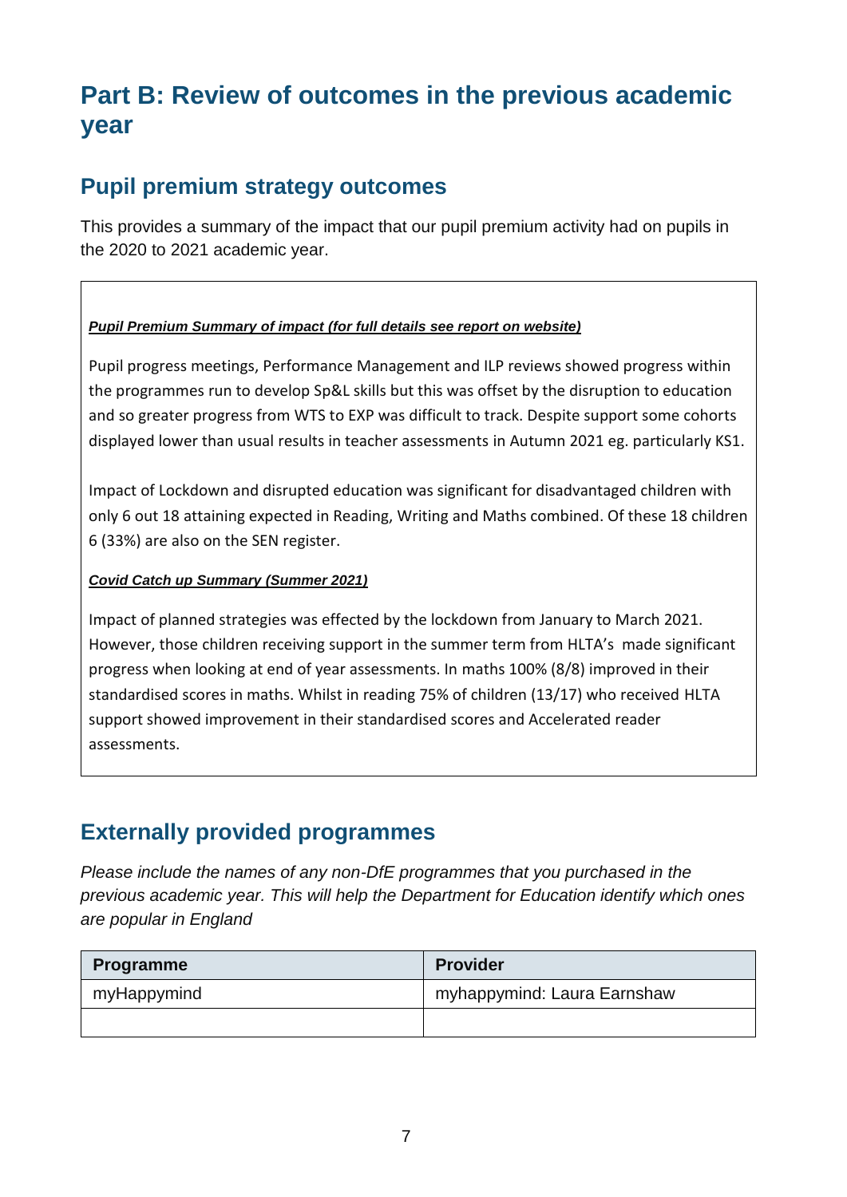# Part B: Review of outcomes in the previous academic year

## Pupil premium strategy outcomes

This provides a summary of the impact that our pupil premium activity had on pupils in the 2020 to 2021 academic year.

***Pupil Premium Summary of impact (for full details see report on website)***

Pupil progress meetings, Performance Management and ILP reviews showed progress within the programmes run to develop Sp&L skills but this was offset by the disruption to education and so greater progress from WTS to EXP was difficult to track. Despite support some cohorts displayed lower than usual results in teacher assessments in Autumn 2021 eg. particularly KS1.

Impact of Lockdown and disrupted education was significant for disadvantaged children with only 6 out 18 attaining expected in Reading, Writing and Maths combined. Of these 18 children 6 (33%) are also on the SEN register.

***Covid Catch up Summary (Summer 2021)***

Impact of planned strategies was effected by the lockdown from January to March 2021. However, those children receiving support in the summer term from HLTA's made significant progress when looking at end of year assessments. In maths 100% (8/8) improved in their standardised scores in maths. Whilst in reading 75% of children (13/17) who received HLTA support showed improvement in their standardised scores and Accelerated reader assessments.

## Externally provided programmes

*Please include the names of any non-DfE programmes that you purchased in the previous academic year. This will help the Department for Education identify which ones are popular in England*

| Programme | Provider |
|---|---|
| myHappymind | myhappymind: Laura Earnshaw |
| | |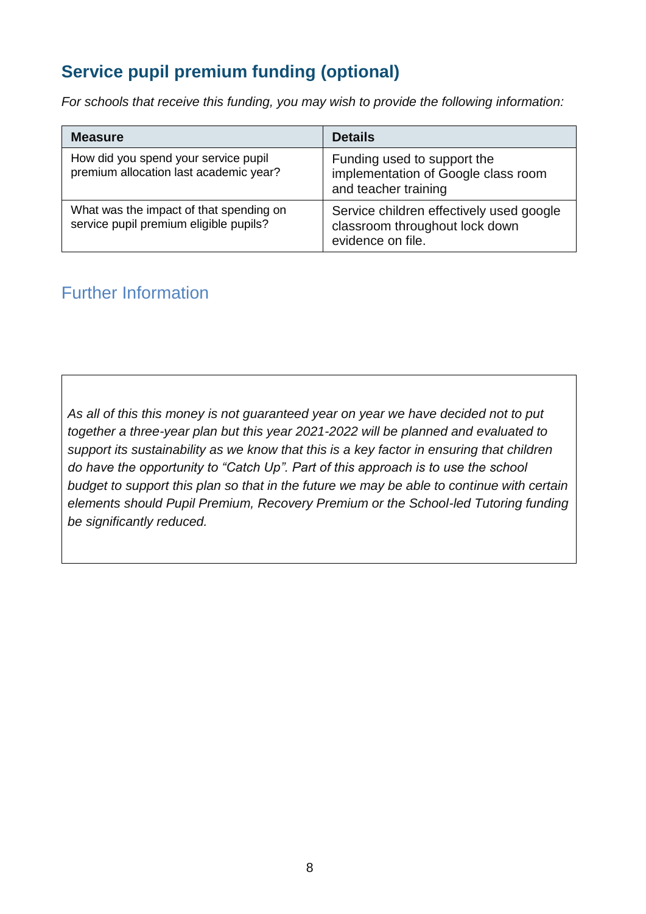## Service pupil premium funding (optional)

*For schools that receive this funding, you may wish to provide the following information:*

| Measure | Details |
|---|---|
| How did you spend your service pupil premium allocation last academic year? | Funding used to support the implementation of Google class room and teacher training |
| What was the impact of that spending on service pupil premium eligible pupils? | Service children effectively used google classroom throughout lock down evidence on file. |

## Further Information

*As all of this this money is not guaranteed year on year we have decided not to put together a three-year plan but this year 2021-2022 will be planned and evaluated to support its sustainability as we know that this is a key factor in ensuring that children do have the opportunity to "Catch Up". Part of this approach is to use the school budget to support this plan so that in the future we may be able to continue with certain elements should Pupil Premium, Recovery Premium or the School-led Tutoring funding be significantly reduced.*